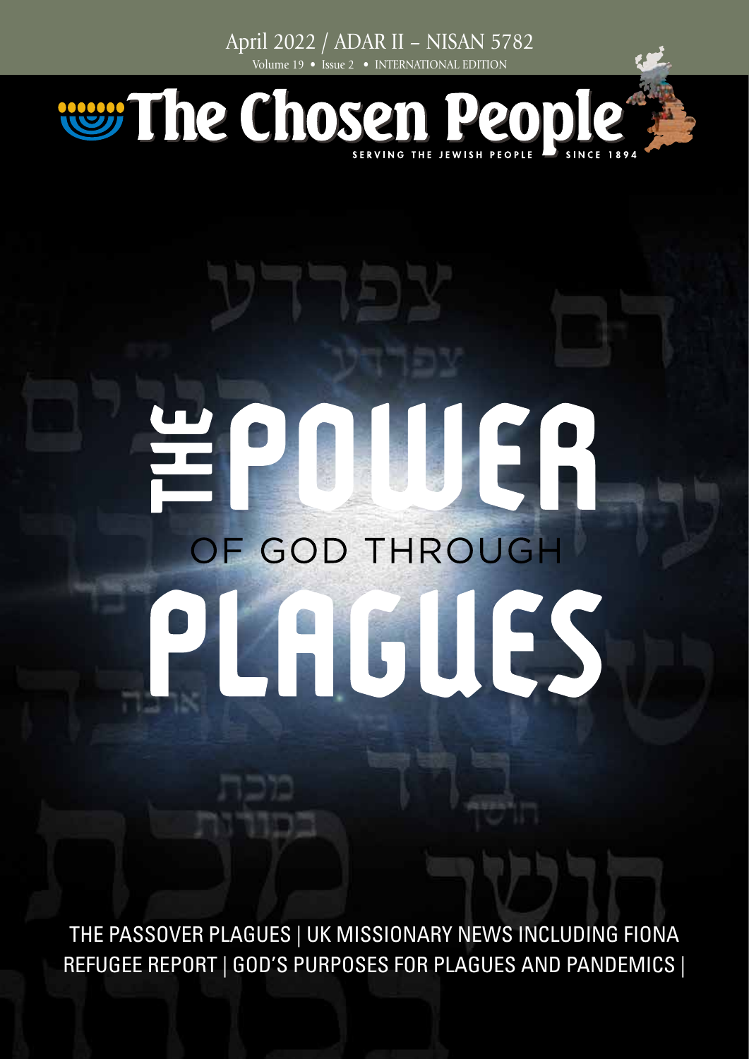April 2022 / ADAR II – NISAN 5782

Volume 19 • Issue 2 • INTERNATIONAL EDITION

# The Chosen People

SERVING THE JEWISH PEOPLE SINCE 1894

# THE POWER OF GOD THROUGH PLAGUES

THE PASSOVER PLAGUES | UK MISSIONARY NEWS INCLUDING FIONA REFUGEE REPORT | GOD'S PURPOSES FOR PLAGUES AND PANDEMICS |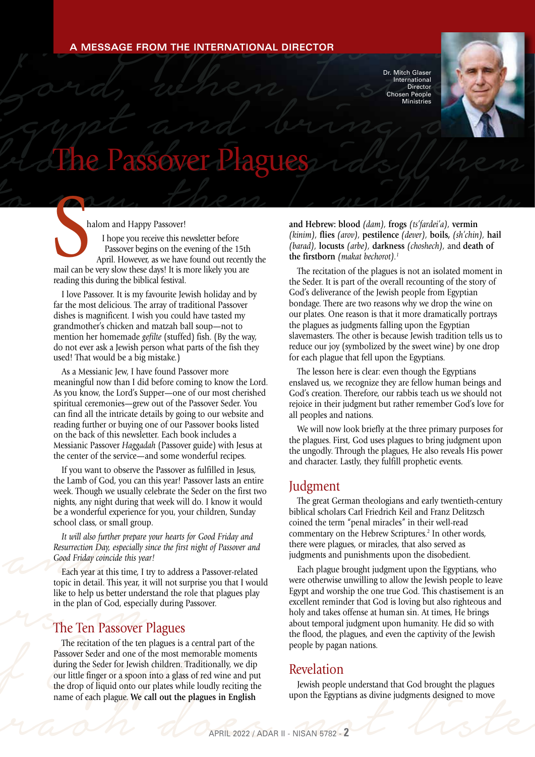A MESSAGE FROM THE INTERNATIONAL DIRECTOR

Dr. Mitch Glaser
International Director
Chosen People Ministries

# The Passover Plagues

Shalom and Happy Passover!

I hope you receive this newsletter before Passover begins on the evening of the 15th April. However, as we have found out recently the mail can be very slow these days! It is more likely you are reading this during the biblical festival.

I love Passover. It is my favourite Jewish holiday and by far the most delicious. The array of traditional Passover dishes is magnificent. I wish you could have tasted my grandmother's chicken and matzah ball soup—not to mention her homemade *gefilte* (stuffed) fish. (By the way, do not ever ask a Jewish person what parts of the fish they used! That would be a big mistake.)

As a Messianic Jew, I have found Passover more meaningful now than I did before coming to know the Lord. As you know, the Lord's Supper—one of our most cherished spiritual ceremonies—grew out of the Passover Seder. You can find all the intricate details by going to our website and reading further or buying one of our Passover books listed on the back of this newsletter. Each book includes a Messianic Passover *Haggadah* (Passover guide) with Jesus at the center of the service—and some wonderful recipes.

If you want to observe the Passover as fulfilled in Jesus, the Lamb of God, you can this year! Passover lasts an entire week. Though we usually celebrate the Seder on the first two nights, any night during that week will do. I know it would be a wonderful experience for you, your children, Sunday school class, or small group.

*It will also further prepare your hearts for Good Friday and Resurrection Day, especially since the first night of Passover and Good Friday coincide this year!*

Each year at this time, I try to address a Passover-related topic in detail. This year, it will not surprise you that I would like to help us better understand the role that plagues play in the plan of God, especially during Passover.

## The Ten Passover Plagues

The recitation of the ten plagues is a central part of the Passover Seder and one of the most memorable moments during the Seder for Jewish children. Traditionally, we dip our little finger or a spoon into a glass of red wine and put the drop of liquid onto our plates while loudly reciting the name of each plague. **We call out the plagues in English and Hebrew: blood** *(dam)*, **frogs** *(ts'fardei'a)*, **vermin** *(kinim)*, **flies** *(arov)*, **pestilence** *(dever)*, **boils,** *(sh'chin)*, **hail** *(barad)*, **locusts** *(arbe)*, **darkness** *(choshech)*, and **death of the firstborn** *(makat bechorot)*.[1]

The recitation of the plagues is not an isolated moment in the Seder. It is part of the overall recounting of the story of God's deliverance of the Jewish people from Egyptian bondage. There are two reasons why we drop the wine on our plates. One reason is that it more dramatically portrays the plagues as judgments falling upon the Egyptian slavemasters. The other is because Jewish tradition tells us to reduce our joy (symbolized by the sweet wine) by one drop for each plague that fell upon the Egyptians.

The lesson here is clear: even though the Egyptians enslaved us, we recognize they are fellow human beings and God's creation. Therefore, our rabbis teach us we should not rejoice in their judgment but rather remember God's love for all peoples and nations.

We will now look briefly at the three primary purposes for the plagues. First, God uses plagues to bring judgment upon the ungodly. Through the plagues, He also reveals His power and character. Lastly, they fulfill prophetic events.

## Judgment

The great German theologians and early twentieth-century biblical scholars Carl Friedrich Keil and Franz Delitzsch coined the term "penal miracles" in their well-read commentary on the Hebrew Scriptures.[2] In other words, there were plagues, or miracles, that also served as judgments and punishments upon the disobedient.

Each plague brought judgment upon the Egyptians, who were otherwise unwilling to allow the Jewish people to leave Egypt and worship the one true God. This chastisement is an excellent reminder that God is loving but also righteous and holy and takes offense at human sin. At times, He brings about temporal judgment upon humanity. He did so with the flood, the plagues, and even the captivity of the Jewish people by pagan nations.

## Revelation

Jewish people understand that God brought the plagues upon the Egyptians as divine judgments designed to move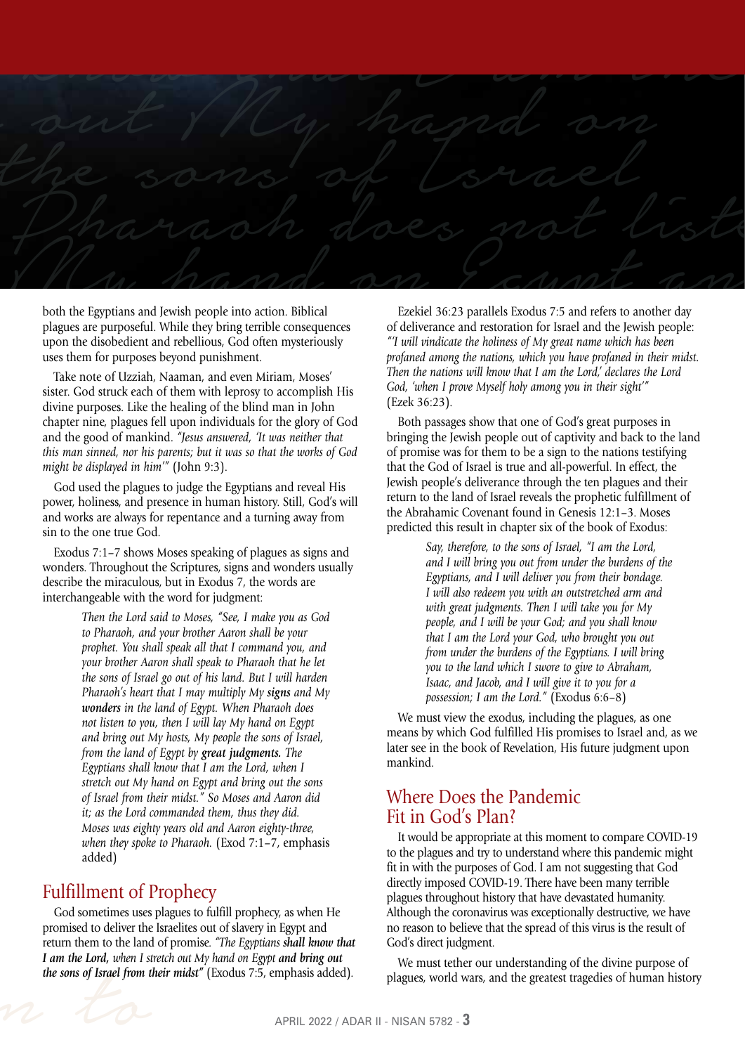both the Egyptians and Jewish people into action. Biblical plagues are purposeful. While they bring terrible consequences upon the disobedient and rebellious, God often mysteriously uses them for purposes beyond punishment.

Take note of Uzziah, Naaman, and even Miriam, Moses' sister. God struck each of them with leprosy to accomplish His divine purposes. Like the healing of the blind man in John chapter nine, plagues fell upon individuals for the glory of God and the good of mankind. *"Jesus answered, 'It was neither that this man sinned, nor his parents; but it was so that the works of God might be displayed in him'"* (John 9:3).

God used the plagues to judge the Egyptians and reveal His power, holiness, and presence in human history. Still, God's will and works are always for repentance and a turning away from sin to the one true God.

Exodus 7:1–7 shows Moses speaking of plagues as signs and wonders. Throughout the Scriptures, signs and wonders usually describe the miraculous, but in Exodus 7, the words are interchangeable with the word for judgment:

> *Then the Lord said to Moses, "See, I make you as God to Pharaoh, and your brother Aaron shall be your prophet. You shall speak all that I command you, and your brother Aaron shall speak to Pharaoh that he let the sons of Israel go out of his land. But I will harden Pharaoh's heart that I may multiply My* ***signs*** *and My* ***wonders*** *in the land of Egypt. When Pharaoh does not listen to you, then I will lay My hand on Egypt and bring out My hosts, My people the sons of Israel, from the land of Egypt by* ***great judgments.*** *The Egyptians shall know that I am the Lord, when I stretch out My hand on Egypt and bring out the sons of Israel from their midst." So Moses and Aaron did it; as the Lord commanded them, thus they did. Moses was eighty years old and Aaron eighty-three, when they spoke to Pharaoh.* (Exod 7:1–7, emphasis added)

## Fulfillment of Prophecy

God sometimes uses plagues to fulfill prophecy, as when He promised to deliver the Israelites out of slavery in Egypt and return them to the land of promise. *"The Egyptians* ***shall know that I am the Lord,*** *when I stretch out My hand on Egypt* ***and bring out the sons of Israel from their midst"*** (Exodus 7:5, emphasis added).

Ezekiel 36:23 parallels Exodus 7:5 and refers to another day of deliverance and restoration for Israel and the Jewish people: *"'I will vindicate the holiness of My great name which has been profaned among the nations, which you have profaned in their midst. Then the nations will know that I am the Lord,' declares the Lord God, 'when I prove Myself holy among you in their sight'"* (Ezek 36:23).

Both passages show that one of God's great purposes in bringing the Jewish people out of captivity and back to the land of promise was for them to be a sign to the nations testifying that the God of Israel is true and all-powerful. In effect, the Jewish people's deliverance through the ten plagues and their return to the land of Israel reveals the prophetic fulfillment of the Abrahamic Covenant found in Genesis 12:1–3. Moses predicted this result in chapter six of the book of Exodus:

> *Say, therefore, to the sons of Israel, "I am the Lord, and I will bring you out from under the burdens of the Egyptians, and I will deliver you from their bondage. I will also redeem you with an outstretched arm and with great judgments. Then I will take you for My people, and I will be your God; and you shall know that I am the Lord your God, who brought you out from under the burdens of the Egyptians. I will bring you to the land which I swore to give to Abraham, Isaac, and Jacob, and I will give it to you for a possession; I am the Lord."* (Exodus 6:6–8)

We must view the exodus, including the plagues, as one means by which God fulfilled His promises to Israel and, as we later see in the book of Revelation, His future judgment upon mankind.

## Where Does the Pandemic Fit in God's Plan?

It would be appropriate at this moment to compare COVID-19 to the plagues and try to understand where this pandemic might fit in with the purposes of God. I am not suggesting that God directly imposed COVID-19. There have been many terrible plagues throughout history that have devastated humanity. Although the coronavirus was exceptionally destructive, we have no reason to believe that the spread of this virus is the result of God's direct judgment.

We must tether our understanding of the divine purpose of plagues, world wars, and the greatest tragedies of human history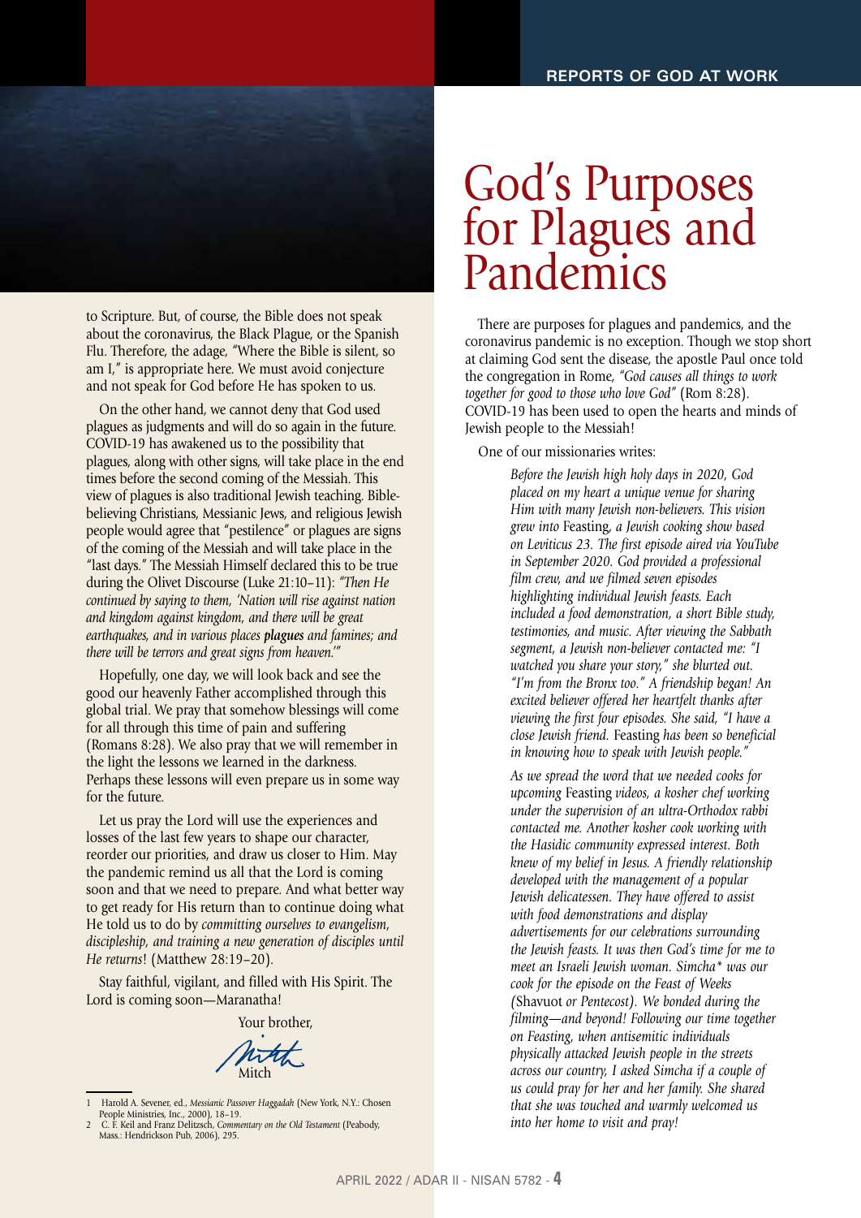to Scripture. But, of course, the Bible does not speak about the coronavirus, the Black Plague, or the Spanish Flu. Therefore, the adage, "Where the Bible is silent, so am I," is appropriate here. We must avoid conjecture and not speak for God before He has spoken to us.

On the other hand, we cannot deny that God used plagues as judgments and will do so again in the future. COVID-19 has awakened us to the possibility that plagues, along with other signs, will take place in the end times before the second coming of the Messiah. This view of plagues is also traditional Jewish teaching. Bible-believing Christians, Messianic Jews, and religious Jewish people would agree that "pestilence" or plagues are signs of the coming of the Messiah and will take place in the "last days." The Messiah Himself declared this to be true during the Olivet Discourse (Luke 21:10–11): *"Then He continued by saying to them, 'Nation will rise against nation and kingdom against kingdom, and there will be great earthquakes, and in various places **plagues** and famines; and there will be terrors and great signs from heaven.'"*

Hopefully, one day, we will look back and see the good our heavenly Father accomplished through this global trial. We pray that somehow blessings will come for all through this time of pain and suffering (Romans 8:28). We also pray that we will remember in the light the lessons we learned in the darkness. Perhaps these lessons will even prepare us in some way for the future.

Let us pray the Lord will use the experiences and losses of the last few years to shape our character, reorder our priorities, and draw us closer to Him. May the pandemic remind us all that the Lord is coming soon and that we need to prepare. And what better way to get ready for His return than to continue doing what He told us to do by *committing ourselves to evangelism, discipleship, and training a new generation of disciples until He returns*! (Matthew 28:19–20).

Stay faithful, vigilant, and filled with His Spirit. The Lord is coming soon—Maranatha!

Your brother,

Mitch

1 Harold A. Sevener, ed., *Messianic Passover Haggadah* (New York, N.Y.: Chosen People Ministries, Inc., 2000), 18–19.
2 C. F. Keil and Franz Delitzsch, *Commentary on the Old Testament* (Peabody, Mass.: Hendrickson Pub, 2006), 295.

REPORTS OF GOD AT WORK

# God's Purposes for Plagues and Pandemics

There are purposes for plagues and pandemics, and the coronavirus pandemic is no exception. Though we stop short at claiming God sent the disease, the apostle Paul once told the congregation in Rome, *"God causes all things to work together for good to those who love God"* (Rom 8:28). COVID-19 has been used to open the hearts and minds of Jewish people to the Messiah!

One of our missionaries writes:

> *Before the Jewish high holy days in 2020, God placed on my heart a unique venue for sharing Him with many Jewish non-believers. This vision grew into* Feasting, *a Jewish cooking show based on Leviticus 23. The first episode aired via YouTube in September 2020. God provided a professional film crew, and we filmed seven episodes highlighting individual Jewish feasts. Each included a food demonstration, a short Bible study, testimonies, and music. After viewing the Sabbath segment, a Jewish non-believer contacted me: "I watched you share your story," she blurted out. "I'm from the Bronx too." A friendship began! An excited believer offered her heartfelt thanks after viewing the first four episodes. She said, "I have a close Jewish friend.* Feasting *has been so beneficial in knowing how to speak with Jewish people."*
>
> *As we spread the word that we needed cooks for upcoming* Feasting *videos, a kosher chef working under the supervision of an ultra-Orthodox rabbi contacted me. Another kosher cook working with the Hasidic community expressed interest. Both knew of my belief in Jesus. A friendly relationship developed with the management of a popular Jewish delicatessen. They have offered to assist with food demonstrations and display advertisements for our celebrations surrounding the Jewish feasts. It was then God's time for me to meet an Israeli Jewish woman. Simcha\* was our cook for the episode on the Feast of Weeks (*Shavuot *or Pentecost). We bonded during the filming—and beyond! Following our time together on Feasting, when antisemitic individuals physically attacked Jewish people in the streets across our country, I asked Simcha if a couple of us could pray for her and her family. She shared that she was touched and warmly welcomed us into her home to visit and pray!*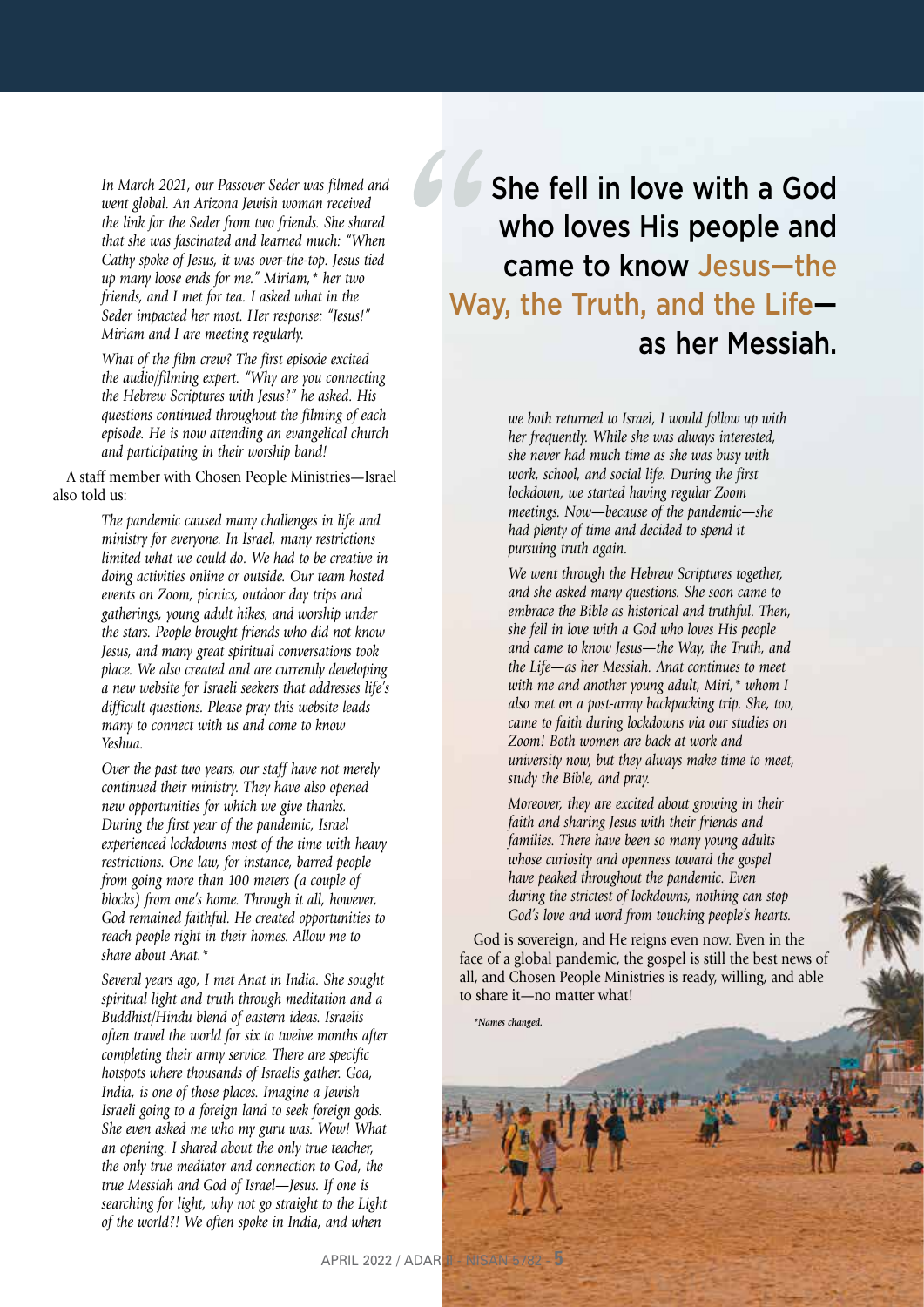*In March 2021, our Passover Seder was filmed and went global. An Arizona Jewish woman received the link for the Seder from two friends. She shared that she was fascinated and learned much: "When Cathy spoke of Jesus, it was over-the-top. Jesus tied up many loose ends for me." Miriam,* her two friends, and I met for tea. I asked what in the Seder impacted her most. Her response: "Jesus!" Miriam and I are meeting regularly.*

*What of the film crew? The first episode excited the audio/filming expert. "Why are you connecting the Hebrew Scriptures with Jesus?" he asked. His questions continued throughout the filming of each episode. He is now attending an evangelical church and participating in their worship band!*

A staff member with Chosen People Ministries—Israel also told us:

*The pandemic caused many challenges in life and ministry for everyone. In Israel, many restrictions limited what we could do. We had to be creative in doing activities online or outside. Our team hosted events on Zoom, picnics, outdoor day trips and gatherings, young adult hikes, and worship under the stars. People brought friends who did not know Jesus, and many great spiritual conversations took place. We also created and are currently developing a new website for Israeli seekers that addresses life's difficult questions. Please pray this website leads many to connect with us and come to know Yeshua.*

*Over the past two years, our staff have not merely continued their ministry. They have also opened new opportunities for which we give thanks. During the first year of the pandemic, Israel experienced lockdowns most of the time with heavy restrictions. One law, for instance, barred people from going more than 100 meters (a couple of blocks) from one's home. Through it all, however, God remained faithful. He created opportunities to reach people right in their homes. Allow me to share about Anat.**

*Several years ago, I met Anat in India. She sought spiritual light and truth through meditation and a Buddhist/Hindu blend of eastern ideas. Israelis often travel the world for six to twelve months after completing their army service. There are specific hotspots where thousands of Israelis gather. Goa, India, is one of those places. Imagine a Jewish Israeli going to a foreign land to seek foreign gods. She even asked me who my guru was. Wow! What an opening. I shared about the only true teacher, the only true mediator and connection to God, the true Messiah and God of Israel—Jesus. If one is searching for light, why not go straight to the Light of the world?! We often spoke in India, and when we both returned to Israel, I would follow up with her frequently. While she was always interested, she never had much time as she was busy with work, school, and social life. During the first lockdown, we started having regular Zoom meetings. Now—because of the pandemic—she had plenty of time and decided to spend it pursuing truth again.*

> "She fell in love with a God who loves His people and came to know Jesus—the Way, the Truth, and the Life—as her Messiah.

*We went through the Hebrew Scriptures together, and she asked many questions. She soon came to embrace the Bible as historical and truthful. Then, she fell in love with a God who loves His people and came to know Jesus—the Way, the Truth, and the Life—as her Messiah. Anat continues to meet with me and another young adult, Miri,* whom I also met on a post-army backpacking trip. She, too, came to faith during lockdowns via our studies on Zoom! Both women are back at work and university now, but they always make time to meet, study the Bible, and pray.*

*Moreover, they are excited about growing in their faith and sharing Jesus with their friends and families. There have been so many young adults whose curiosity and openness toward the gospel have peaked throughout the pandemic. Even during the strictest of lockdowns, nothing can stop God's love and word from touching people's hearts.*

God is sovereign, and He reigns even now. Even in the face of a global pandemic, the gospel is still the best news of all, and Chosen People Ministries is ready, willing, and able to share it—no matter what!

*\*Names changed.*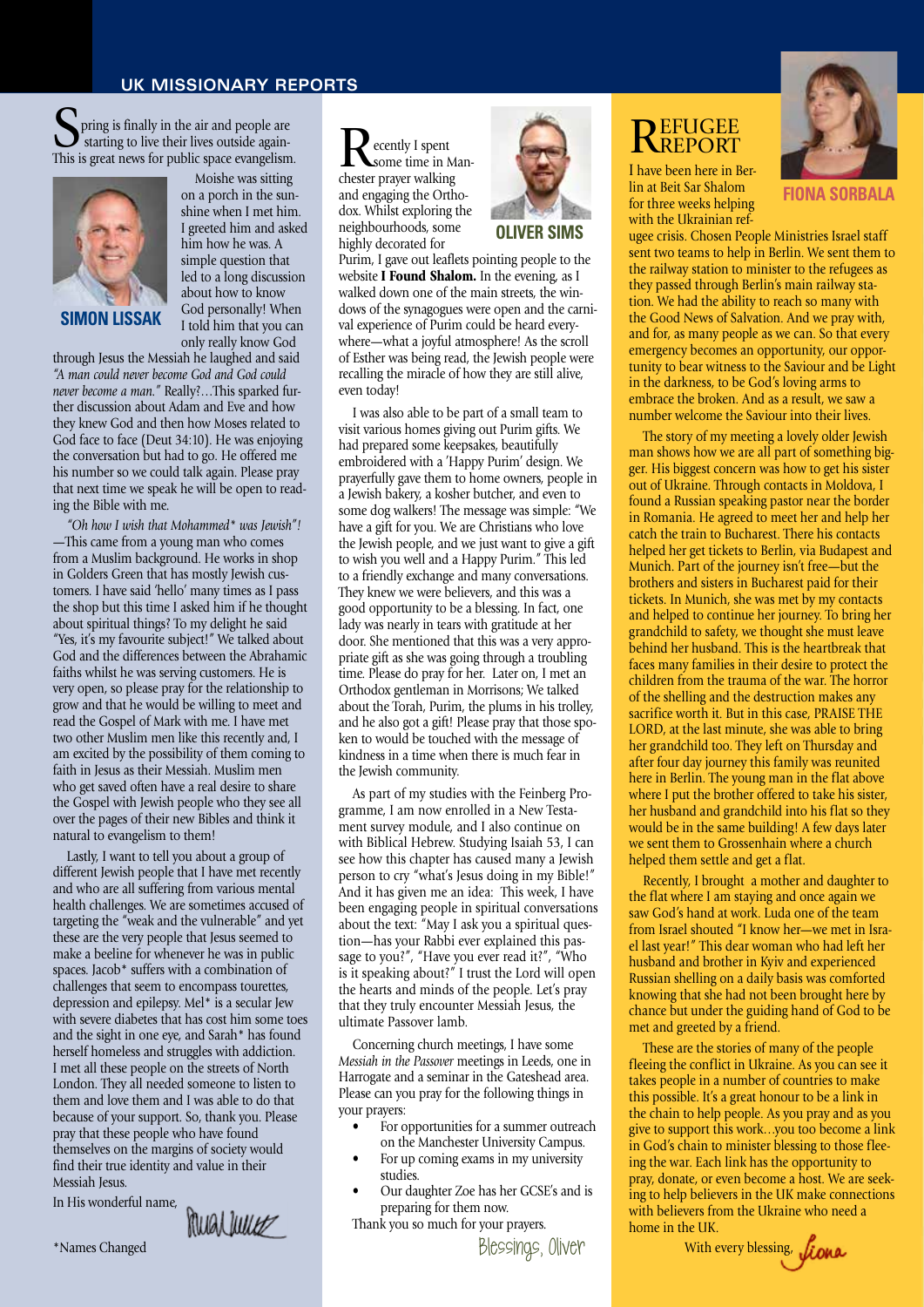## UK MISSIONARY REPORTS

Spring is finally in the air and people are starting to live their lives outside again-This is great news for public space evangelism.

**SIMON LISSAK**

Moishe was sitting on a porch in the sunshine when I met him. I greeted him and asked him how he was. A simple question that led to a long discussion about how to know God personally! When I told him that you can only really know God through Jesus the Messiah he laughed and said *"A man could never become God and God could never become a man."* Really?…This sparked further discussion about Adam and Eve and how they knew God and then how Moses related to God face to face (Deut 34:10). He was enjoying the conversation but had to go. He offered me his number so we could talk again. Please pray that next time we speak he will be open to reading the Bible with me.

*"Oh how I wish that Mohammed* was Jewish"!* —This came from a young man who comes from a Muslim background. He works in shop in Golders Green that has mostly Jewish customers. I have said 'hello' many times as I pass the shop but this time I asked him if he thought about spiritual things? To my delight he said "Yes, it's my favourite subject!" We talked about God and the differences between the Abrahamic faiths whilst he was serving customers. He is very open, so please pray for the relationship to grow and that he would be willing to meet and read the Gospel of Mark with me. I have met two other Muslim men like this recently and, I am excited by the possibility of them coming to faith in Jesus as their Messiah. Muslim men who get saved often have a real desire to share the Gospel with Jewish people who they see all over the pages of their new Bibles and think it natural to evangelism to them!

Lastly, I want to tell you about a group of different Jewish people that I have met recently and who are all suffering from various mental health challenges. We are sometimes accused of targeting the "weak and the vulnerable" and yet these are the very people that Jesus seemed to make a beeline for whenever he was in public spaces. Jacob* suffers with a combination of challenges that seem to encompass tourettes, depression and epilepsy. Mel* is a secular Jew with severe diabetes that has cost him some toes and the sight in one eye, and Sarah* has found herself homeless and struggles with addiction. I met all these people on the streets of North London. They all needed someone to listen to them and love them and I was able to do that because of your support. So, thank you. Please pray that these people who have found themselves on the margins of society would find their true identity and value in their Messiah Jesus.

In His wonderful name,

*Names Changed

---

**OLIVER SIMS**

Recently I spent some time in Manchester prayer walking and engaging the Orthodox. Whilst exploring the neighbourhoods, some highly decorated for Purim, I gave out leaflets pointing people to the website **I Found Shalom.** In the evening, as I walked down one of the main streets, the windows of the synagogues were open and the carnival experience of Purim could be heard everywhere—what a joyful atmosphere! As the scroll of Esther was being read, the Jewish people were recalling the miracle of how they are still alive, even today!

I was also able to be part of a small team to visit various homes giving out Purim gifts. We had prepared some keepsakes, beautifully embroidered with a 'Happy Purim' design. We prayerfully gave them to home owners, people in a Jewish bakery, a kosher butcher, and even to some dog walkers! The message was simple: "We have a gift for you. We are Christians who love the Jewish people, and we just want to give a gift to wish you well and a Happy Purim." This led to a friendly exchange and many conversations. They knew we were believers, and this was a good opportunity to be a blessing. In fact, one lady was nearly in tears with gratitude at her door. She mentioned that this was a very appropriate gift as she was going through a troubling time. Please do pray for her. Later on, I met an Orthodox gentleman in Morrisons; We talked about the Torah, Purim, the plums in his trolley, and he also got a gift! Please pray that those spoken to would be touched with the message of kindness in a time when there is much fear in the Jewish community.

As part of my studies with the Feinberg Programme, I am now enrolled in a New Testament survey module, and I also continue on with Biblical Hebrew. Studying Isaiah 53, I can see how this chapter has caused many a Jewish person to cry "what's Jesus doing in my Bible!" And it has given me an idea: This week, I have been engaging people in spiritual conversations about the text: "May I ask you a spiritual question—has your Rabbi ever explained this passage to you?", "Have you ever read it?", "Who is it speaking about?" I trust the Lord will open the hearts and minds of the people. Let's pray that they truly encounter Messiah Jesus, the ultimate Passover lamb.

Concerning church meetings, I have some *Messiah in the Passover* meetings in Leeds, one in Harrogate and a seminar in the Gateshead area. Please can you pray for the following things in your prayers:

- For opportunities for a summer outreach on the Manchester University Campus.
- For up coming exams in my university studies.
- Our daughter Zoe has her GCSE's and is preparing for them now.

Thank you so much for your prayers.

Blessings, Oliver

---

## REFUGEE REPORT

**FIONA SORBALA**

I have been here in Berlin at Beit Sar Shalom for three weeks helping with the Ukrainian refugee crisis. Chosen People Ministries Israel staff sent two teams to help in Berlin. We sent them to the railway station to minister to the refugees as they passed through Berlin's main railway station. We had the ability to reach so many with the Good News of Salvation. And we pray with, and for, as many people as we can. So that every emergency becomes an opportunity, our opportunity to bear witness to the Saviour and be Light in the darkness, to be God's loving arms to embrace the broken. And as a result, we saw a number welcome the Saviour into their lives.

The story of my meeting a lovely older Jewish man shows how we are all part of something bigger. His biggest concern was how to get his sister out of Ukraine. Through contacts in Moldova, I found a Russian speaking pastor near the border in Romania. He agreed to meet her and help her catch the train to Bucharest. There his contacts helped her get tickets to Berlin, via Budapest and Munich. Part of the journey isn't free—but the brothers and sisters in Bucharest paid for their tickets. In Munich, she was met by my contacts and helped to continue her journey. To bring her grandchild to safety, we thought she must leave behind her husband. This is the heartbreak that faces many families in their desire to protect the children from the trauma of the war. The horror of the shelling and the destruction makes any sacrifice worth it. But in this case, PRAISE THE LORD, at the last minute, she was able to bring her grandchild too. They left on Thursday and after four day journey this family was reunited here in Berlin. The young man in the flat above where I put the brother offered to take his sister, her husband and grandchild into his flat so they would be in the same building! A few days later we sent them to Grossenhain where a church helped them settle and get a flat.

Recently, I brought a mother and daughter to the flat where I am staying and once again we saw God's hand at work. Luda one of the team from Israel shouted "I know her—we met in Israel last year!" This dear woman who had left her husband and brother in Kyiv and experienced Russian shelling on a daily basis was comforted knowing that she had not been brought here by chance but under the guiding hand of God to be met and greeted by a friend.

These are the stories of many of the people fleeing the conflict in Ukraine. As you can see it takes people in a number of countries to make this possible. It's a great honour to be a link in the chain to help people. As you pray and as you give to support this work…you too become a link in God's chain to minister blessing to those fleeing the war. Each link has the opportunity to pray, donate, or even become a host. We are seeking to help believers in the UK make connections with believers from the Ukraine who need a home in the UK.

With every blessing, Fiona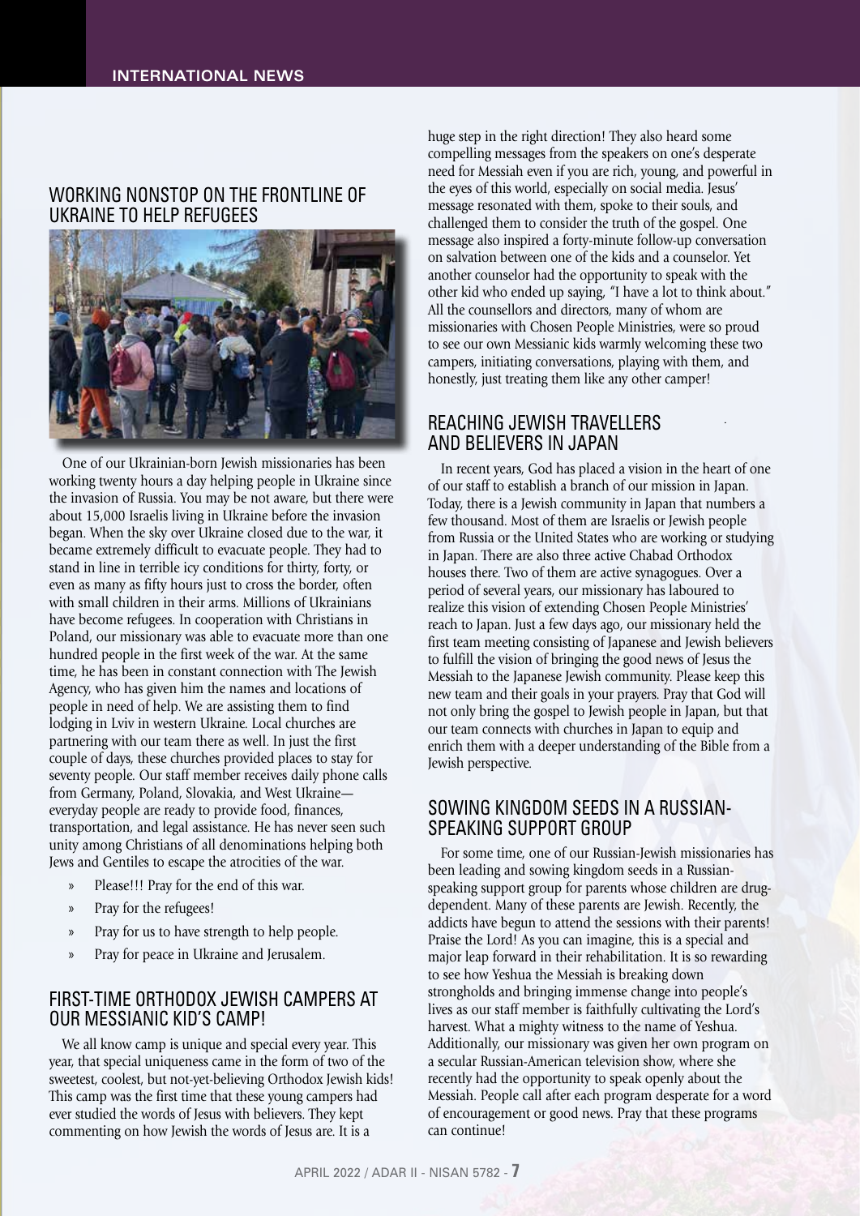## WORKING NONSTOP ON THE FRONTLINE OF UKRAINE TO HELP REFUGEES

One of our Ukrainian-born Jewish missionaries has been working twenty hours a day helping people in Ukraine since the invasion of Russia. You may be not aware, but there were about 15,000 Israelis living in Ukraine before the invasion began. When the sky over Ukraine closed due to the war, it became extremely difficult to evacuate people. They had to stand in line in terrible icy conditions for thirty, forty, or even as many as fifty hours just to cross the border, often with small children in their arms. Millions of Ukrainians have become refugees. In cooperation with Christians in Poland, our missionary was able to evacuate more than one hundred people in the first week of the war. At the same time, he has been in constant connection with The Jewish Agency, who has given him the names and locations of people in need of help. We are assisting them to find lodging in Lviv in western Ukraine. Local churches are partnering with our team there as well. In just the first couple of days, these churches provided places to stay for seventy people. Our staff member receives daily phone calls from Germany, Poland, Slovakia, and West Ukraine—everyday people are ready to provide food, finances, transportation, and legal assistance. He has never seen such unity among Christians of all denominations helping both Jews and Gentiles to escape the atrocities of the war.

- Please!!! Pray for the end of this war.
- Pray for the refugees!
- Pray for us to have strength to help people.
- Pray for peace in Ukraine and Jerusalem.

## FIRST-TIME ORTHODOX JEWISH CAMPERS AT OUR MESSIANIC KID'S CAMP!

We all know camp is unique and special every year. This year, that special uniqueness came in the form of two of the sweetest, coolest, but not-yet-believing Orthodox Jewish kids! This camp was the first time that these young campers had ever studied the words of Jesus with believers. They kept commenting on how Jewish the words of Jesus are. It is a huge step in the right direction! They also heard some compelling messages from the speakers on one's desperate need for Messiah even if you are rich, young, and powerful in the eyes of this world, especially on social media. Jesus' message resonated with them, spoke to their souls, and challenged them to consider the truth of the gospel. One message also inspired a forty-minute follow-up conversation on salvation between one of the kids and a counselor. Yet another counselor had the opportunity to speak with the other kid who ended up saying, "I have a lot to think about." All the counsellors and directors, many of whom are missionaries with Chosen People Ministries, were so proud to see our own Messianic kids warmly welcoming these two campers, initiating conversations, playing with them, and honestly, just treating them like any other camper!

## REACHING JEWISH TRAVELLERS AND BELIEVERS IN JAPAN

In recent years, God has placed a vision in the heart of one of our staff to establish a branch of our mission in Japan. Today, there is a Jewish community in Japan that numbers a few thousand. Most of them are Israelis or Jewish people from Russia or the United States who are working or studying in Japan. There are also three active Chabad Orthodox houses there. Two of them are active synagogues. Over a period of several years, our missionary has laboured to realize this vision of extending Chosen People Ministries' reach to Japan. Just a few days ago, our missionary held the first team meeting consisting of Japanese and Jewish believers to fulfill the vision of bringing the good news of Jesus the Messiah to the Japanese Jewish community. Please keep this new team and their goals in your prayers. Pray that God will not only bring the gospel to Jewish people in Japan, but that our team connects with churches in Japan to equip and enrich them with a deeper understanding of the Bible from a Jewish perspective.

## SOWING KINGDOM SEEDS IN A RUSSIAN-SPEAKING SUPPORT GROUP

For some time, one of our Russian-Jewish missionaries has been leading and sowing kingdom seeds in a Russian-speaking support group for parents whose children are drug-dependent. Many of these parents are Jewish. Recently, the addicts have begun to attend the sessions with their parents! Praise the Lord! As you can imagine, this is a special and major leap forward in their rehabilitation. It is so rewarding to see how Yeshua the Messiah is breaking down strongholds and bringing immense change into people's lives as our staff member is faithfully cultivating the Lord's harvest. What a mighty witness to the name of Yeshua. Additionally, our missionary was given her own program on a secular Russian-American television show, where she recently had the opportunity to speak openly about the Messiah. People call after each program desperate for a word of encouragement or good news. Pray that these programs can continue!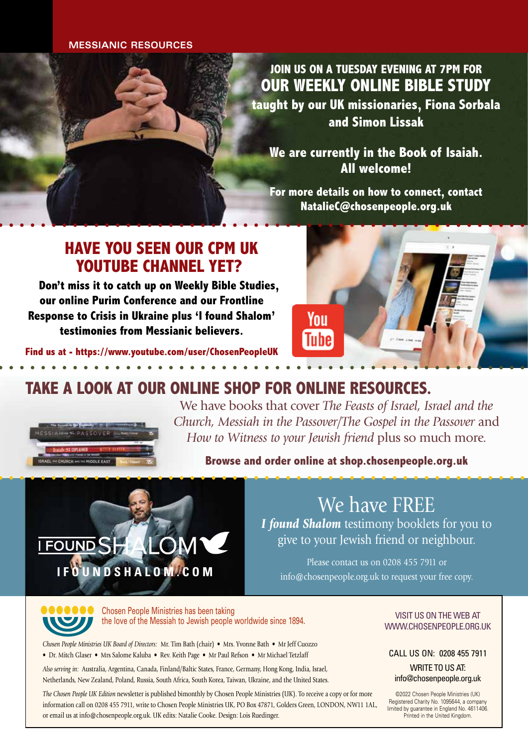MESSIANIC RESOURCES

## JOIN US ON A TUESDAY EVENING AT 7PM FOR OUR WEEKLY ONLINE BIBLE STUDY

**taught by our UK missionaries, Fiona Sorbala and Simon Lissak**

**We are currently in the Book of Isaiah. All welcome!**

**For more details on how to connect, contact NatalieC@chosenpeople.org.uk**

## HAVE YOU SEEN OUR CPM UK YOUTUBE CHANNEL YET?

**Don't miss it to catch up on Weekly Bible Studies, our online Purim Conference and our Frontline Response to Crisis in Ukraine plus 'I found Shalom' testimonies from Messianic believers.**

**Find us at - https://www.youtube.com/user/ChosenPeopleUK**

## TAKE A LOOK AT OUR ONLINE SHOP FOR ONLINE RESOURCES.

We have books that cover *The Feasts of Israel, Israel and the Church, Messiah in the Passover/The Gospel in the Passover* and *How to Witness to your Jewish friend* plus so much more.

**Browse and order online at shop.chosenpeople.org.uk**

I FOUND SHALOM

IFOUNDSHALOM.COM

## We have FREE

***I found Shalom*** testimony booklets for you to give to your Jewish friend or neighbour.

Please contact us on 0208 455 7911 or info@chosenpeople.org.uk to request your free copy.

Chosen People Ministries has been taking the love of the Messiah to Jewish people worldwide since 1894.

*Chosen People Ministries UK Board of Directors:* Mr. Tim Bath (chair) • Mrs. Yvonne Bath • Mr Jeff Cuozzo • Dr. Mitch Glaser • Mrs Salome Kaluba • Rev. Keith Page • Mr Paul Refson • Mr Michael Tetzlaff

*Also serving in:* Australia, Argentina, Canada, Finland/Baltic States, France, Germany, Hong Kong, India, Israel, Netherlands, New Zealand, Poland, Russia, South Africa, South Korea, Taiwan, Ukraine, and the United States.

*The Chosen People UK Edition* newsletter is published bimonthly by Chosen People Ministries (UK). To receive a copy or for more information call on 0208 455 7911, write to Chosen People Ministries UK, PO Box 47871, Golders Green, LONDON, NW11 1AL, or email us at info@chosenpeople.org.uk. UK edits: Natalie Cooke. Design: Lois Ruedinger.

VISIT US ON THE WEB AT WWW.CHOSENPEOPLE.ORG.UK

CALL US ON: 0208 455 7911

WRITE TO US AT: info@chosenpeople.org.uk

©2022 Chosen People Ministries (UK) Registered Charity No. 1095644, a company limited by guarantee in England No. 4611406. Printed in the United Kingdom.